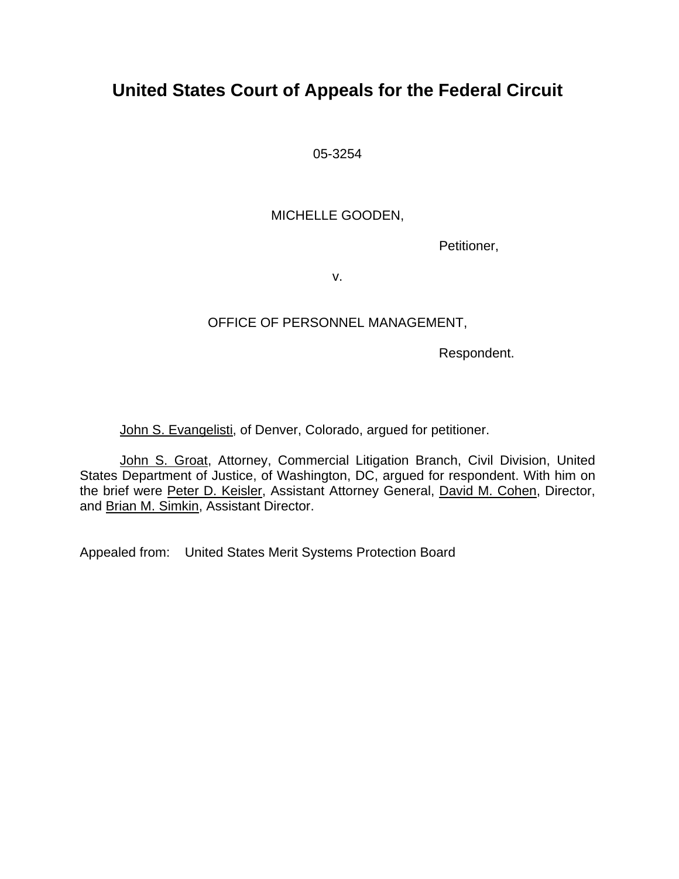# United States Court of Appeals for the Federal Circuit

05-3254

MICHELLE GOODEN,

Petitioner,

v.

OFFICE OF PERSONNEL MANAGEMENT,

Respondent.

John S. Evangelisti, of Denver, Colorado, argued for petitioner.

John S. Groat, Attorney, Commercial Litigation Branch, Civil Division, United States Department of Justice, of Washington, DC, argued for respondent. With him on the brief were Peter D. Keisler, Assistant Attorney General, David M. Cohen, Director, and Brian M. Simkin, Assistant Director.

Appealed from: United States Merit Systems Protection Board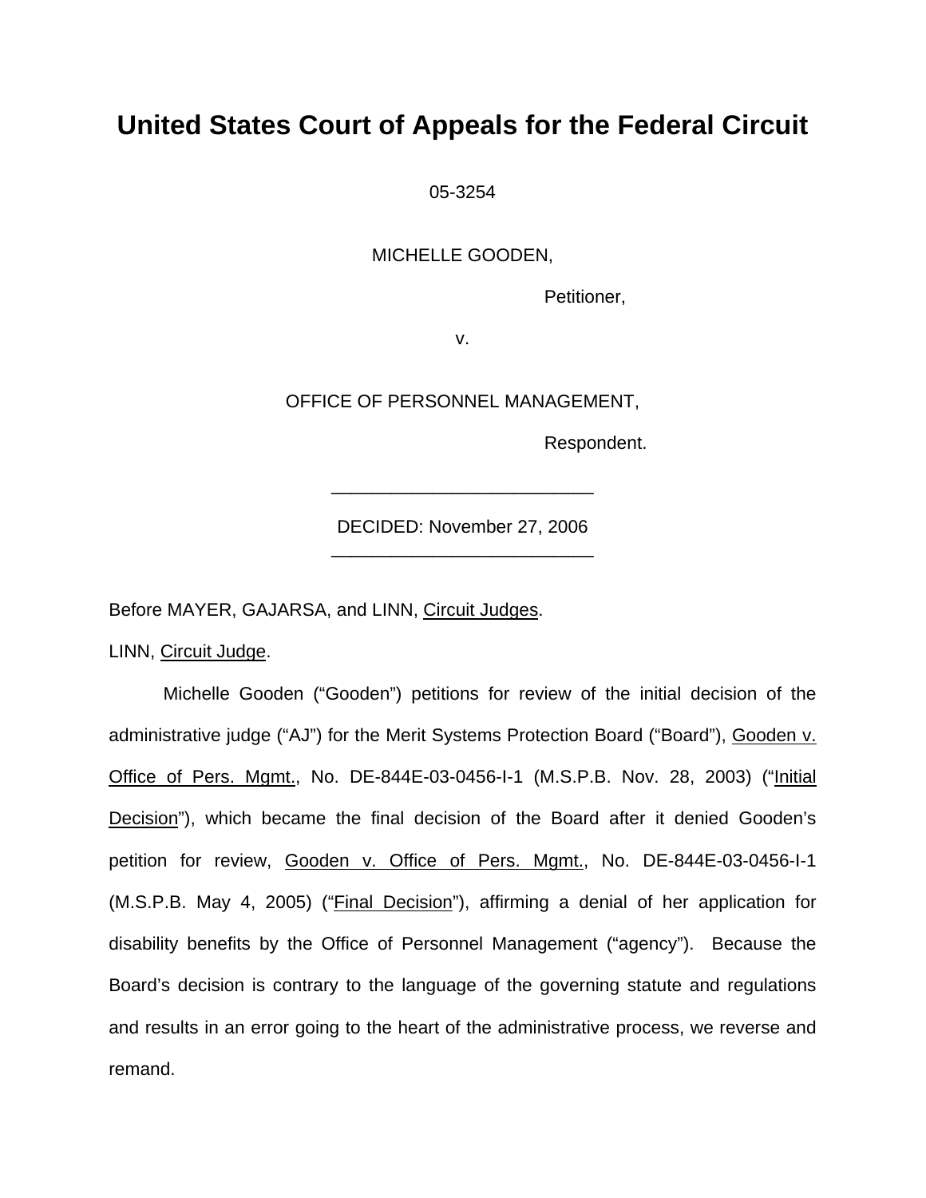# United States Court of Appeals for the Federal Circuit

05-3254

MICHELLE GOODEN,

Petitioner,

v.

OFFICE OF PERSONNEL MANAGEMENT,

Respondent.

---

DECIDED: November 27, 2006

---

Before MAYER, GAJARSA, and LINN, Circuit Judges.

LINN, Circuit Judge.

Michelle Gooden ("Gooden") petitions for review of the initial decision of the administrative judge ("AJ") for the Merit Systems Protection Board ("Board"), Gooden v. Office of Pers. Mgmt., No. DE-844E-03-0456-I-1 (M.S.P.B. Nov. 28, 2003) ("Initial Decision"), which became the final decision of the Board after it denied Gooden's petition for review, Gooden v. Office of Pers. Mgmt., No. DE-844E-03-0456-I-1 (M.S.P.B. May 4, 2005) ("Final Decision"), affirming a denial of her application for disability benefits by the Office of Personnel Management ("agency"). Because the Board's decision is contrary to the language of the governing statute and regulations and results in an error going to the heart of the administrative process, we reverse and remand.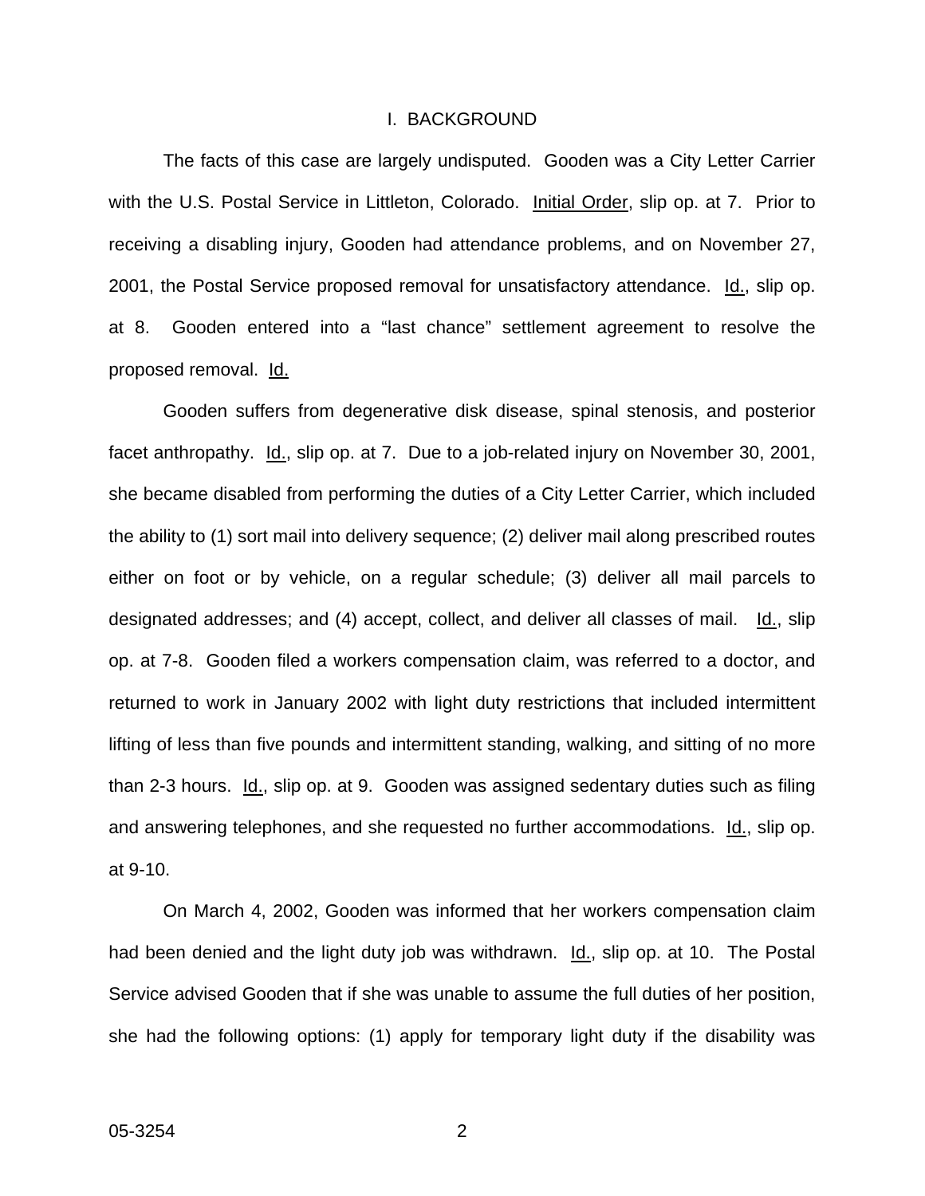## I. BACKGROUND

The facts of this case are largely undisputed. Gooden was a City Letter Carrier with the U.S. Postal Service in Littleton, Colorado. Initial Order, slip op. at 7. Prior to receiving a disabling injury, Gooden had attendance problems, and on November 27, 2001, the Postal Service proposed removal for unsatisfactory attendance. Id., slip op. at 8. Gooden entered into a "last chance" settlement agreement to resolve the proposed removal. Id.

Gooden suffers from degenerative disk disease, spinal stenosis, and posterior facet anthropathy. Id., slip op. at 7. Due to a job-related injury on November 30, 2001, she became disabled from performing the duties of a City Letter Carrier, which included the ability to (1) sort mail into delivery sequence; (2) deliver mail along prescribed routes either on foot or by vehicle, on a regular schedule; (3) deliver all mail parcels to designated addresses; and (4) accept, collect, and deliver all classes of mail. Id., slip op. at 7-8. Gooden filed a workers compensation claim, was referred to a doctor, and returned to work in January 2002 with light duty restrictions that included intermittent lifting of less than five pounds and intermittent standing, walking, and sitting of no more than 2-3 hours. Id., slip op. at 9. Gooden was assigned sedentary duties such as filing and answering telephones, and she requested no further accommodations. Id., slip op. at 9-10.

On March 4, 2002, Gooden was informed that her workers compensation claim had been denied and the light duty job was withdrawn. Id., slip op. at 10. The Postal Service advised Gooden that if she was unable to assume the full duties of her position, she had the following options: (1) apply for temporary light duty if the disability was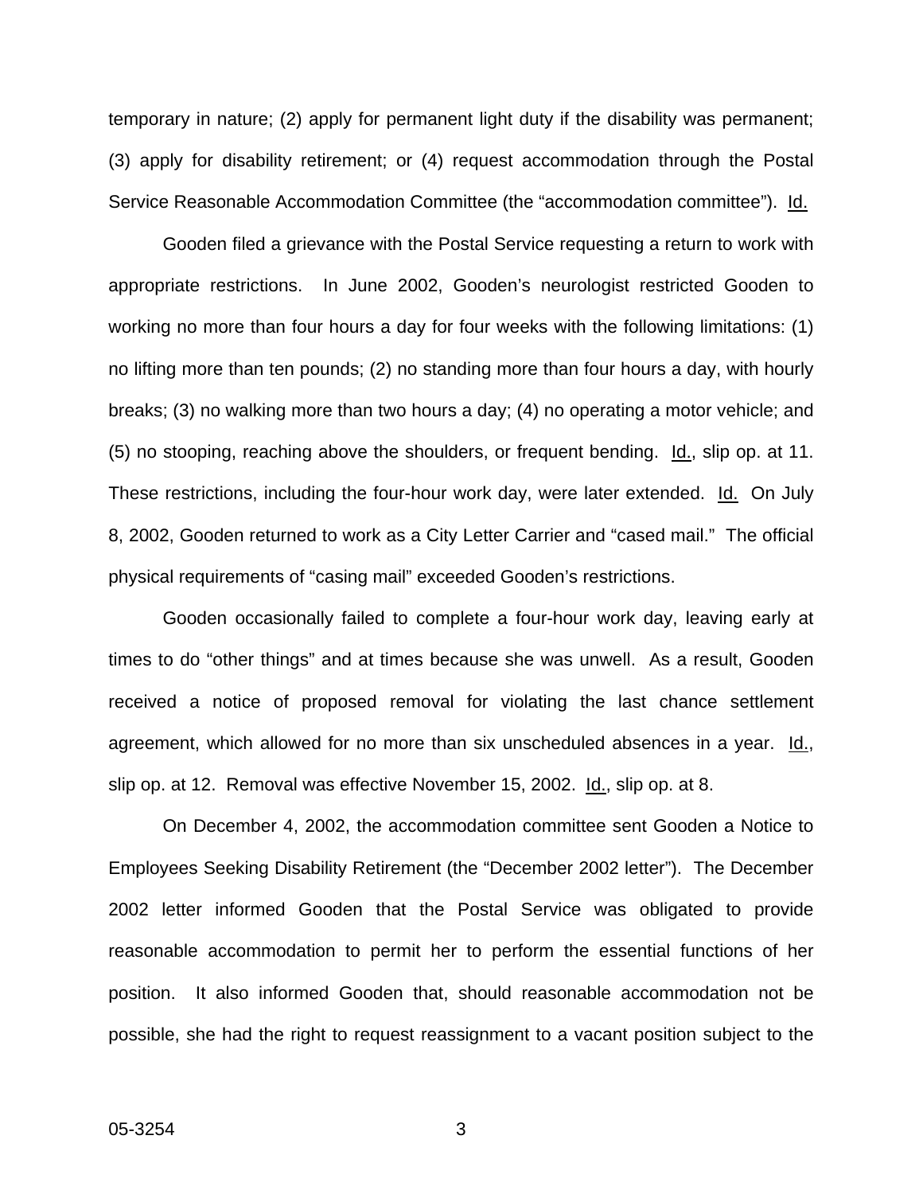temporary in nature; (2) apply for permanent light duty if the disability was permanent; (3) apply for disability retirement; or (4) request accommodation through the Postal Service Reasonable Accommodation Committee (the "accommodation committee"). Id.

Gooden filed a grievance with the Postal Service requesting a return to work with appropriate restrictions. In June 2002, Gooden's neurologist restricted Gooden to working no more than four hours a day for four weeks with the following limitations: (1) no lifting more than ten pounds; (2) no standing more than four hours a day, with hourly breaks; (3) no walking more than two hours a day; (4) no operating a motor vehicle; and (5) no stooping, reaching above the shoulders, or frequent bending. Id., slip op. at 11. These restrictions, including the four-hour work day, were later extended. Id. On July 8, 2002, Gooden returned to work as a City Letter Carrier and "cased mail." The official physical requirements of "casing mail" exceeded Gooden's restrictions.

Gooden occasionally failed to complete a four-hour work day, leaving early at times to do "other things" and at times because she was unwell. As a result, Gooden received a notice of proposed removal for violating the last chance settlement agreement, which allowed for no more than six unscheduled absences in a year. Id., slip op. at 12. Removal was effective November 15, 2002. Id., slip op. at 8.

On December 4, 2002, the accommodation committee sent Gooden a Notice to Employees Seeking Disability Retirement (the "December 2002 letter"). The December 2002 letter informed Gooden that the Postal Service was obligated to provide reasonable accommodation to permit her to perform the essential functions of her position. It also informed Gooden that, should reasonable accommodation not be possible, she had the right to request reassignment to a vacant position subject to the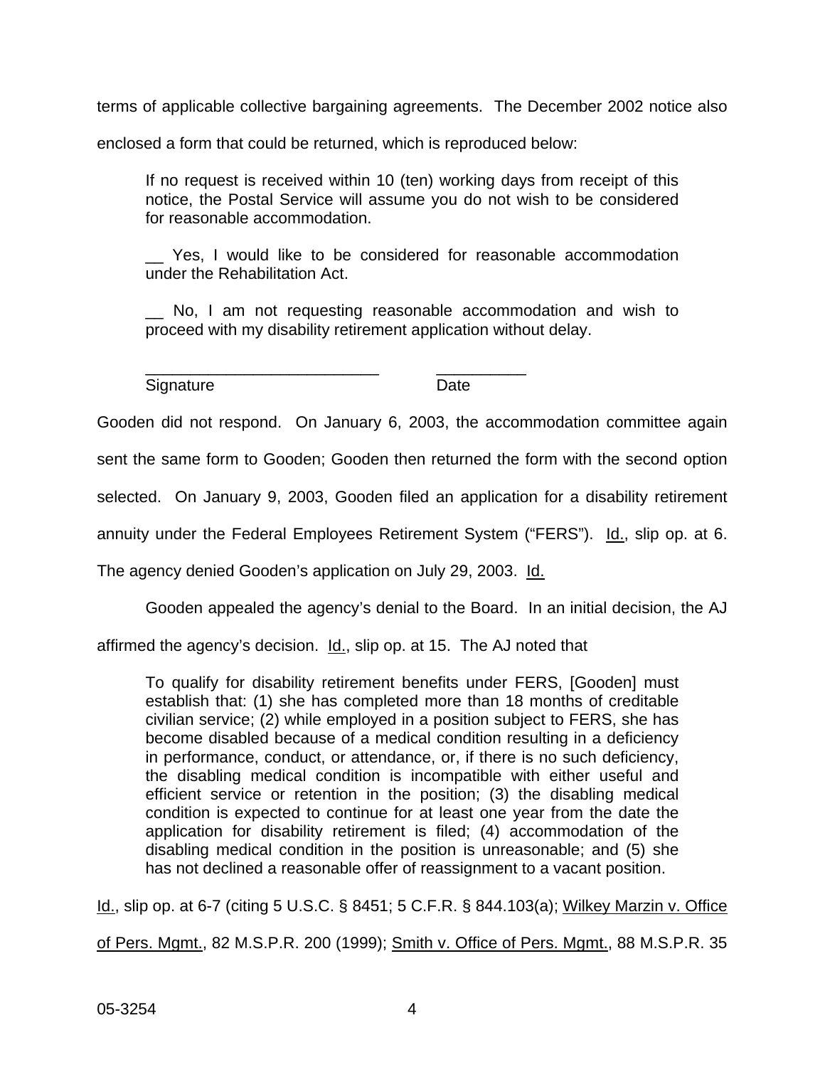terms of applicable collective bargaining agreements. The December 2002 notice also enclosed a form that could be returned, which is reproduced below:

> If no request is received within 10 (ten) working days from receipt of this notice, the Postal Service will assume you do not wish to be considered for reasonable accommodation.
>
> __ Yes, I would like to be considered for reasonable accommodation under the Rehabilitation Act.
>
> __ No, I am not requesting reasonable accommodation and wish to proceed with my disability retirement application without delay.
>
> ___________________________ __________
> Signature Date

Gooden did not respond. On January 6, 2003, the accommodation committee again sent the same form to Gooden; Gooden then returned the form with the second option selected. On January 9, 2003, Gooden filed an application for a disability retirement annuity under the Federal Employees Retirement System ("FERS"). Id., slip op. at 6. The agency denied Gooden's application on July 29, 2003. Id.

Gooden appealed the agency's denial to the Board. In an initial decision, the AJ affirmed the agency's decision. Id., slip op. at 15. The AJ noted that

> To qualify for disability retirement benefits under FERS, [Gooden] must establish that: (1) she has completed more than 18 months of creditable civilian service; (2) while employed in a position subject to FERS, she has become disabled because of a medical condition resulting in a deficiency in performance, conduct, or attendance, or, if there is no such deficiency, the disabling medical condition is incompatible with either useful and efficient service or retention in the position; (3) the disabling medical condition is expected to continue for at least one year from the date the application for disability retirement is filed; (4) accommodation of the disabling medical condition in the position is unreasonable; and (5) she has not declined a reasonable offer of reassignment to a vacant position.

Id., slip op. at 6-7 (citing 5 U.S.C. § 8451; 5 C.F.R. § 844.103(a); Wilkey Marzin v. Office of Pers. Mgmt., 82 M.S.P.R. 200 (1999); Smith v. Office of Pers. Mgmt., 88 M.S.P.R. 35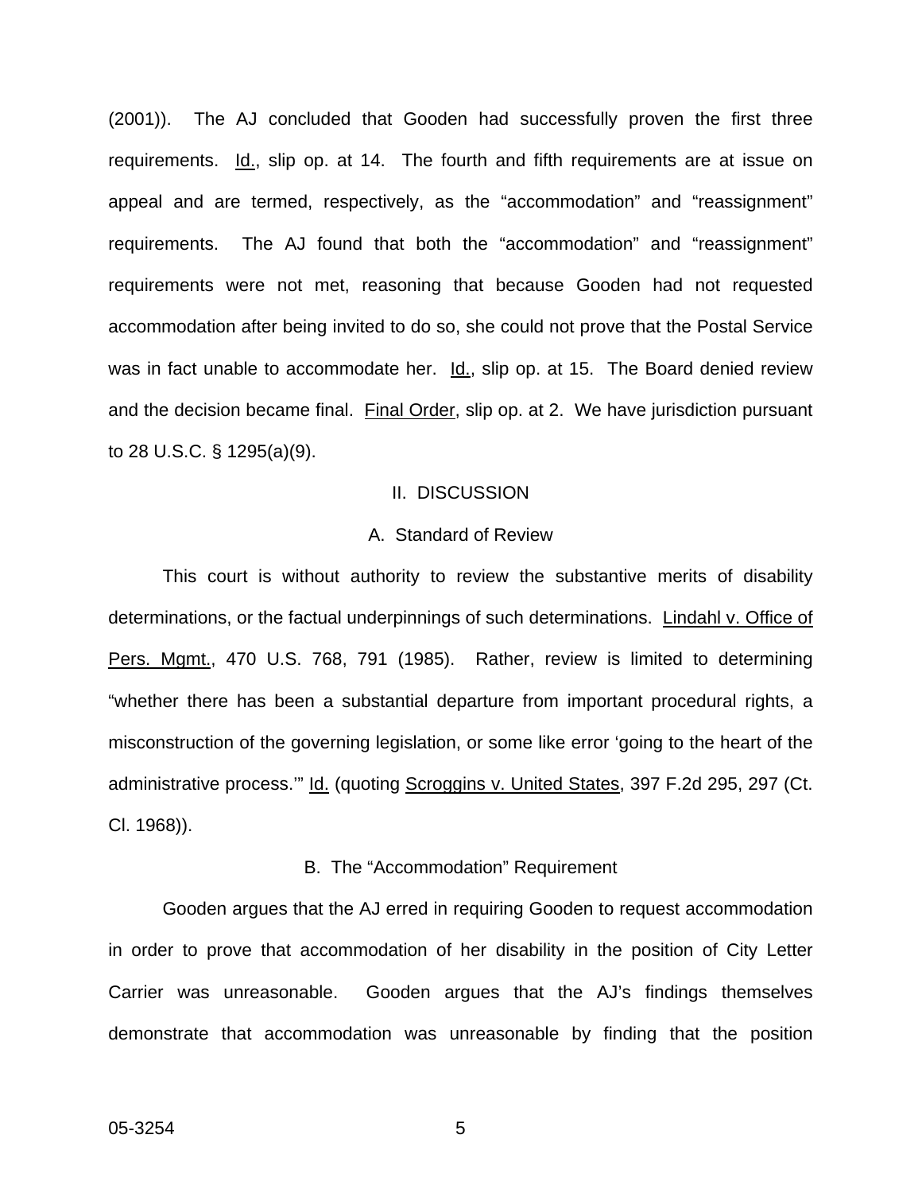(2001)). The AJ concluded that Gooden had successfully proven the first three requirements. Id., slip op. at 14. The fourth and fifth requirements are at issue on appeal and are termed, respectively, as the "accommodation" and "reassignment" requirements. The AJ found that both the "accommodation" and "reassignment" requirements were not met, reasoning that because Gooden had not requested accommodation after being invited to do so, she could not prove that the Postal Service was in fact unable to accommodate her. Id., slip op. at 15. The Board denied review and the decision became final. Final Order, slip op. at 2. We have jurisdiction pursuant to 28 U.S.C. § 1295(a)(9).

## II. DISCUSSION

### A. Standard of Review

This court is without authority to review the substantive merits of disability determinations, or the factual underpinnings of such determinations. Lindahl v. Office of Pers. Mgmt., 470 U.S. 768, 791 (1985). Rather, review is limited to determining "whether there has been a substantial departure from important procedural rights, a misconstruction of the governing legislation, or some like error 'going to the heart of the administrative process.'" Id. (quoting Scroggins v. United States, 397 F.2d 295, 297 (Ct. Cl. 1968)).

### B. The "Accommodation" Requirement

Gooden argues that the AJ erred in requiring Gooden to request accommodation in order to prove that accommodation of her disability in the position of City Letter Carrier was unreasonable. Gooden argues that the AJ's findings themselves demonstrate that accommodation was unreasonable by finding that the position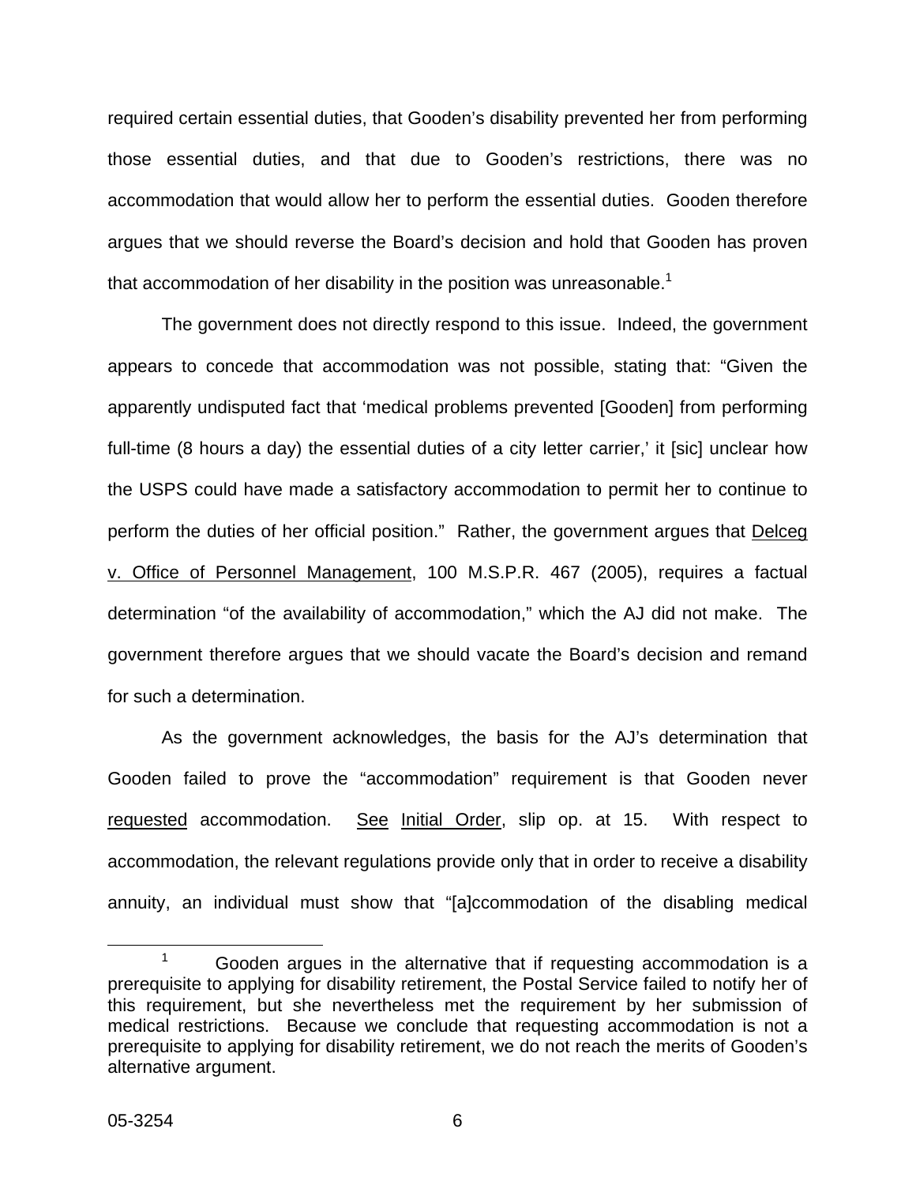required certain essential duties, that Gooden's disability prevented her from performing those essential duties, and that due to Gooden's restrictions, there was no accommodation that would allow her to perform the essential duties. Gooden therefore argues that we should reverse the Board's decision and hold that Gooden has proven that accommodation of her disability in the position was unreasonable.[1]

The government does not directly respond to this issue. Indeed, the government appears to concede that accommodation was not possible, stating that: "Given the apparently undisputed fact that 'medical problems prevented [Gooden] from performing full-time (8 hours a day) the essential duties of a city letter carrier,' it [sic] unclear how the USPS could have made a satisfactory accommodation to permit her to continue to perform the duties of her official position." Rather, the government argues that Delceg v. Office of Personnel Management, 100 M.S.P.R. 467 (2005), requires a factual determination "of the availability of accommodation," which the AJ did not make. The government therefore argues that we should vacate the Board's decision and remand for such a determination.

As the government acknowledges, the basis for the AJ's determination that Gooden failed to prove the "accommodation" requirement is that Gooden never requested accommodation. See Initial Order, slip op. at 15. With respect to accommodation, the relevant regulations provide only that in order to receive a disability annuity, an individual must show that "[a]ccommodation of the disabling medical

[1] Gooden argues in the alternative that if requesting accommodation is a prerequisite to applying for disability retirement, the Postal Service failed to notify her of this requirement, but she nevertheless met the requirement by her submission of medical restrictions. Because we conclude that requesting accommodation is not a prerequisite to applying for disability retirement, we do not reach the merits of Gooden's alternative argument.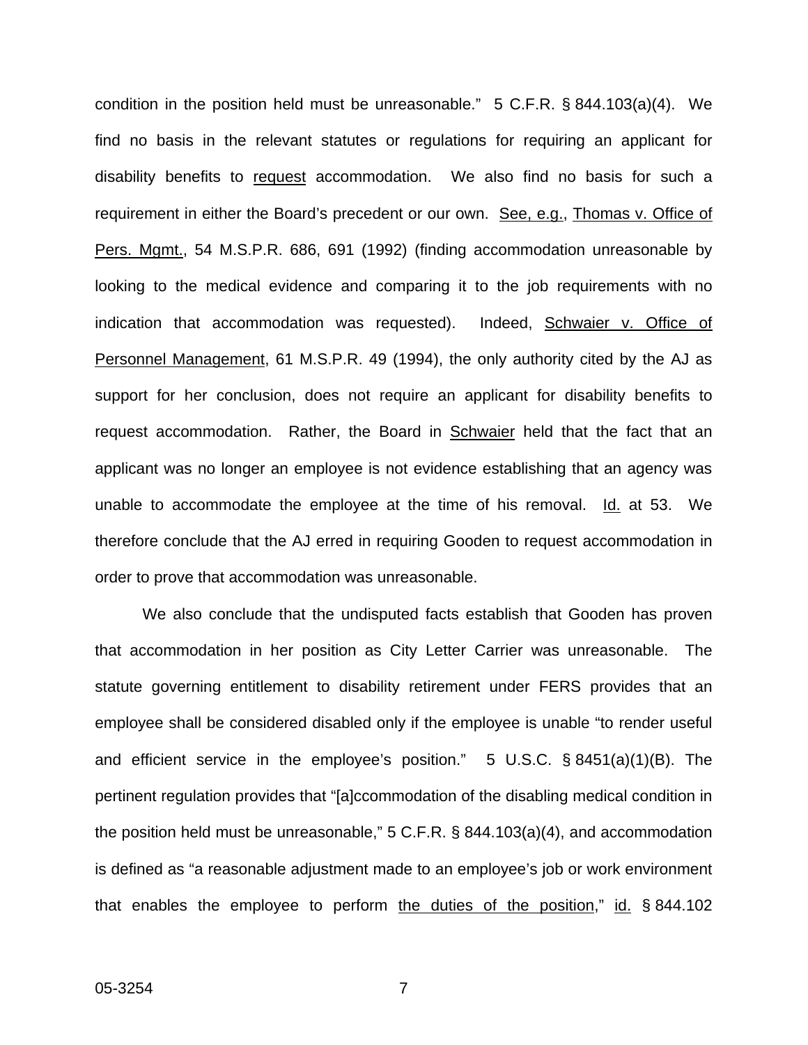condition in the position held must be unreasonable." 5 C.F.R. § 844.103(a)(4). We find no basis in the relevant statutes or regulations for requiring an applicant for disability benefits to request accommodation. We also find no basis for such a requirement in either the Board's precedent or our own. See, e.g., Thomas v. Office of Pers. Mgmt., 54 M.S.P.R. 686, 691 (1992) (finding accommodation unreasonable by looking to the medical evidence and comparing it to the job requirements with no indication that accommodation was requested). Indeed, Schwaier v. Office of Personnel Management, 61 M.S.P.R. 49 (1994), the only authority cited by the AJ as support for her conclusion, does not require an applicant for disability benefits to request accommodation. Rather, the Board in Schwaier held that the fact that an applicant was no longer an employee is not evidence establishing that an agency was unable to accommodate the employee at the time of his removal. Id. at 53. We therefore conclude that the AJ erred in requiring Gooden to request accommodation in order to prove that accommodation was unreasonable.

We also conclude that the undisputed facts establish that Gooden has proven that accommodation in her position as City Letter Carrier was unreasonable. The statute governing entitlement to disability retirement under FERS provides that an employee shall be considered disabled only if the employee is unable "to render useful and efficient service in the employee's position." 5 U.S.C. § 8451(a)(1)(B). The pertinent regulation provides that "[a]ccommodation of the disabling medical condition in the position held must be unreasonable," 5 C.F.R. § 844.103(a)(4), and accommodation is defined as "a reasonable adjustment made to an employee's job or work environment that enables the employee to perform the duties of the position," id. § 844.102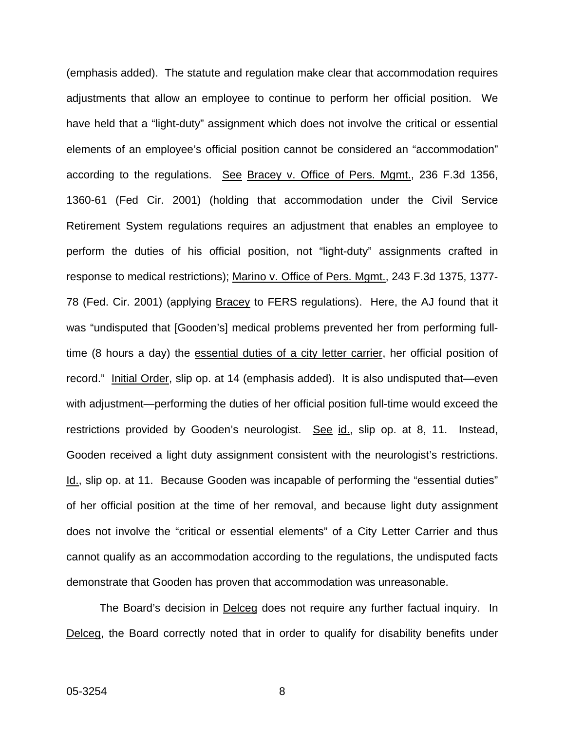(emphasis added). The statute and regulation make clear that accommodation requires adjustments that allow an employee to continue to perform her official position. We have held that a "light-duty" assignment which does not involve the critical or essential elements of an employee's official position cannot be considered an "accommodation" according to the regulations. See Bracey v. Office of Pers. Mgmt., 236 F.3d 1356, 1360-61 (Fed Cir. 2001) (holding that accommodation under the Civil Service Retirement System regulations requires an adjustment that enables an employee to perform the duties of his official position, not "light-duty" assignments crafted in response to medical restrictions); Marino v. Office of Pers. Mgmt., 243 F.3d 1375, 1377-78 (Fed. Cir. 2001) (applying Bracey to FERS regulations). Here, the AJ found that it was "undisputed that [Gooden's] medical problems prevented her from performing full-time (8 hours a day) the essential duties of a city letter carrier, her official position of record." Initial Order, slip op. at 14 (emphasis added). It is also undisputed that—even with adjustment—performing the duties of her official position full-time would exceed the restrictions provided by Gooden's neurologist. See id., slip op. at 8, 11. Instead, Gooden received a light duty assignment consistent with the neurologist's restrictions. Id., slip op. at 11. Because Gooden was incapable of performing the "essential duties" of her official position at the time of her removal, and because light duty assignment does not involve the "critical or essential elements" of a City Letter Carrier and thus cannot qualify as an accommodation according to the regulations, the undisputed facts demonstrate that Gooden has proven that accommodation was unreasonable.

The Board's decision in Delceg does not require any further factual inquiry. In Delceg, the Board correctly noted that in order to qualify for disability benefits under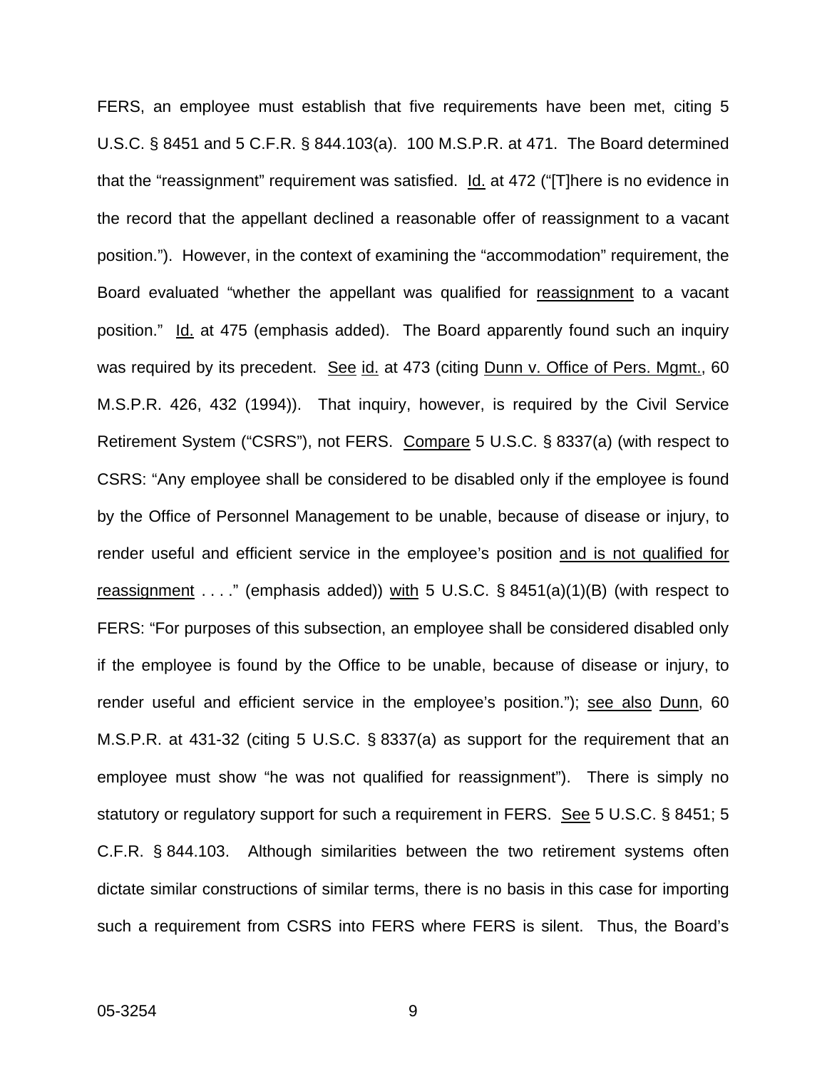FERS, an employee must establish that five requirements have been met, citing 5 U.S.C. § 8451 and 5 C.F.R. § 844.103(a). 100 M.S.P.R. at 471. The Board determined that the "reassignment" requirement was satisfied. Id. at 472 ("[T]here is no evidence in the record that the appellant declined a reasonable offer of reassignment to a vacant position."). However, in the context of examining the "accommodation" requirement, the Board evaluated "whether the appellant was qualified for reassignment to a vacant position." Id. at 475 (emphasis added). The Board apparently found such an inquiry was required by its precedent. See id. at 473 (citing Dunn v. Office of Pers. Mgmt., 60 M.S.P.R. 426, 432 (1994)). That inquiry, however, is required by the Civil Service Retirement System ("CSRS"), not FERS. Compare 5 U.S.C. § 8337(a) (with respect to CSRS: "Any employee shall be considered to be disabled only if the employee is found by the Office of Personnel Management to be unable, because of disease or injury, to render useful and efficient service in the employee's position and is not qualified for reassignment . . . ." (emphasis added)) with 5 U.S.C. § 8451(a)(1)(B) (with respect to FERS: "For purposes of this subsection, an employee shall be considered disabled only if the employee is found by the Office to be unable, because of disease or injury, to render useful and efficient service in the employee's position."); see also Dunn, 60 M.S.P.R. at 431-32 (citing 5 U.S.C. § 8337(a) as support for the requirement that an employee must show "he was not qualified for reassignment"). There is simply no statutory or regulatory support for such a requirement in FERS. See 5 U.S.C. § 8451; 5 C.F.R. § 844.103. Although similarities between the two retirement systems often dictate similar constructions of similar terms, there is no basis in this case for importing such a requirement from CSRS into FERS where FERS is silent. Thus, the Board's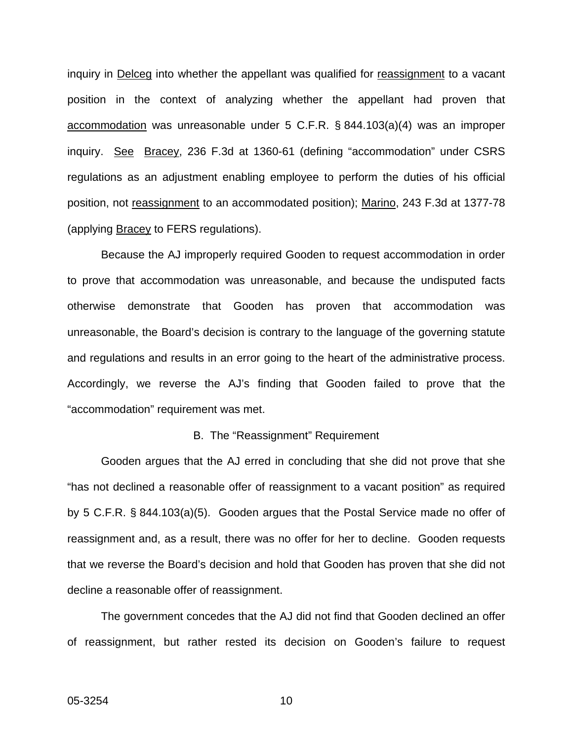inquiry in Delceg into whether the appellant was qualified for reassignment to a vacant position in the context of analyzing whether the appellant had proven that accommodation was unreasonable under 5 C.F.R. § 844.103(a)(4) was an improper inquiry. See Bracey, 236 F.3d at 1360-61 (defining "accommodation" under CSRS regulations as an adjustment enabling employee to perform the duties of his official position, not reassignment to an accommodated position); Marino, 243 F.3d at 1377-78 (applying Bracey to FERS regulations).

Because the AJ improperly required Gooden to request accommodation in order to prove that accommodation was unreasonable, and because the undisputed facts otherwise demonstrate that Gooden has proven that accommodation was unreasonable, the Board's decision is contrary to the language of the governing statute and regulations and results in an error going to the heart of the administrative process. Accordingly, we reverse the AJ's finding that Gooden failed to prove that the "accommodation" requirement was met.

### B. The "Reassignment" Requirement

Gooden argues that the AJ erred in concluding that she did not prove that she "has not declined a reasonable offer of reassignment to a vacant position" as required by 5 C.F.R. § 844.103(a)(5). Gooden argues that the Postal Service made no offer of reassignment and, as a result, there was no offer for her to decline. Gooden requests that we reverse the Board's decision and hold that Gooden has proven that she did not decline a reasonable offer of reassignment.

The government concedes that the AJ did not find that Gooden declined an offer of reassignment, but rather rested its decision on Gooden's failure to request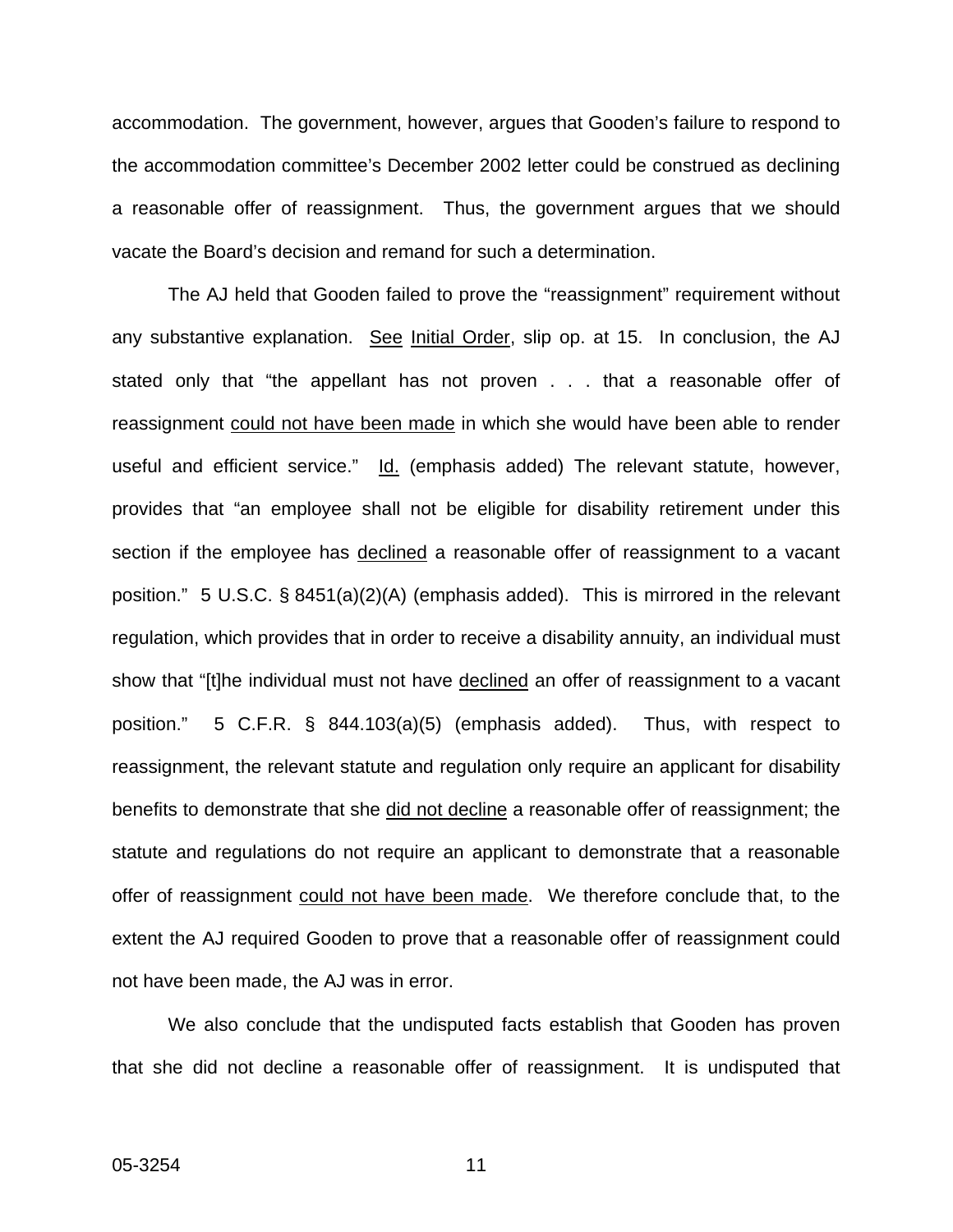accommodation. The government, however, argues that Gooden's failure to respond to the accommodation committee's December 2002 letter could be construed as declining a reasonable offer of reassignment. Thus, the government argues that we should vacate the Board's decision and remand for such a determination.

The AJ held that Gooden failed to prove the "reassignment" requirement without any substantive explanation. See Initial Order, slip op. at 15. In conclusion, the AJ stated only that "the appellant has not proven . . . that a reasonable offer of reassignment could not have been made in which she would have been able to render useful and efficient service." Id. (emphasis added) The relevant statute, however, provides that "an employee shall not be eligible for disability retirement under this section if the employee has declined a reasonable offer of reassignment to a vacant position." 5 U.S.C. § 8451(a)(2)(A) (emphasis added). This is mirrored in the relevant regulation, which provides that in order to receive a disability annuity, an individual must show that "[t]he individual must not have declined an offer of reassignment to a vacant position." 5 C.F.R. § 844.103(a)(5) (emphasis added). Thus, with respect to reassignment, the relevant statute and regulation only require an applicant for disability benefits to demonstrate that she did not decline a reasonable offer of reassignment; the statute and regulations do not require an applicant to demonstrate that a reasonable offer of reassignment could not have been made. We therefore conclude that, to the extent the AJ required Gooden to prove that a reasonable offer of reassignment could not have been made, the AJ was in error.

We also conclude that the undisputed facts establish that Gooden has proven that she did not decline a reasonable offer of reassignment. It is undisputed that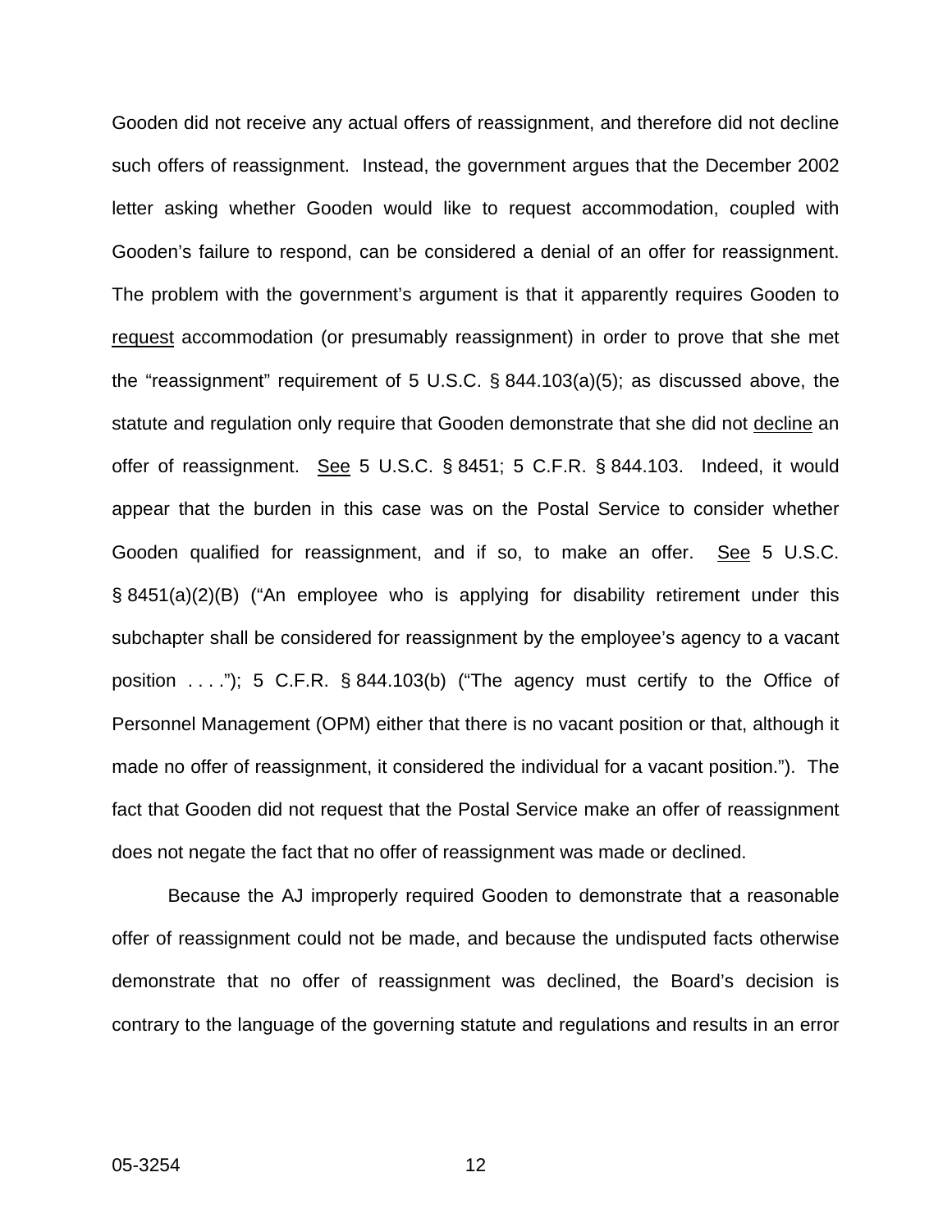Gooden did not receive any actual offers of reassignment, and therefore did not decline such offers of reassignment. Instead, the government argues that the December 2002 letter asking whether Gooden would like to request accommodation, coupled with Gooden's failure to respond, can be considered a denial of an offer for reassignment. The problem with the government's argument is that it apparently requires Gooden to request accommodation (or presumably reassignment) in order to prove that she met the "reassignment" requirement of 5 U.S.C. § 844.103(a)(5); as discussed above, the statute and regulation only require that Gooden demonstrate that she did not decline an offer of reassignment. See 5 U.S.C. § 8451; 5 C.F.R. § 844.103. Indeed, it would appear that the burden in this case was on the Postal Service to consider whether Gooden qualified for reassignment, and if so, to make an offer. See 5 U.S.C. § 8451(a)(2)(B) ("An employee who is applying for disability retirement under this subchapter shall be considered for reassignment by the employee's agency to a vacant position . . . ."); 5 C.F.R. § 844.103(b) ("The agency must certify to the Office of Personnel Management (OPM) either that there is no vacant position or that, although it made no offer of reassignment, it considered the individual for a vacant position."). The fact that Gooden did not request that the Postal Service make an offer of reassignment does not negate the fact that no offer of reassignment was made or declined.

Because the AJ improperly required Gooden to demonstrate that a reasonable offer of reassignment could not be made, and because the undisputed facts otherwise demonstrate that no offer of reassignment was declined, the Board's decision is contrary to the language of the governing statute and regulations and results in an error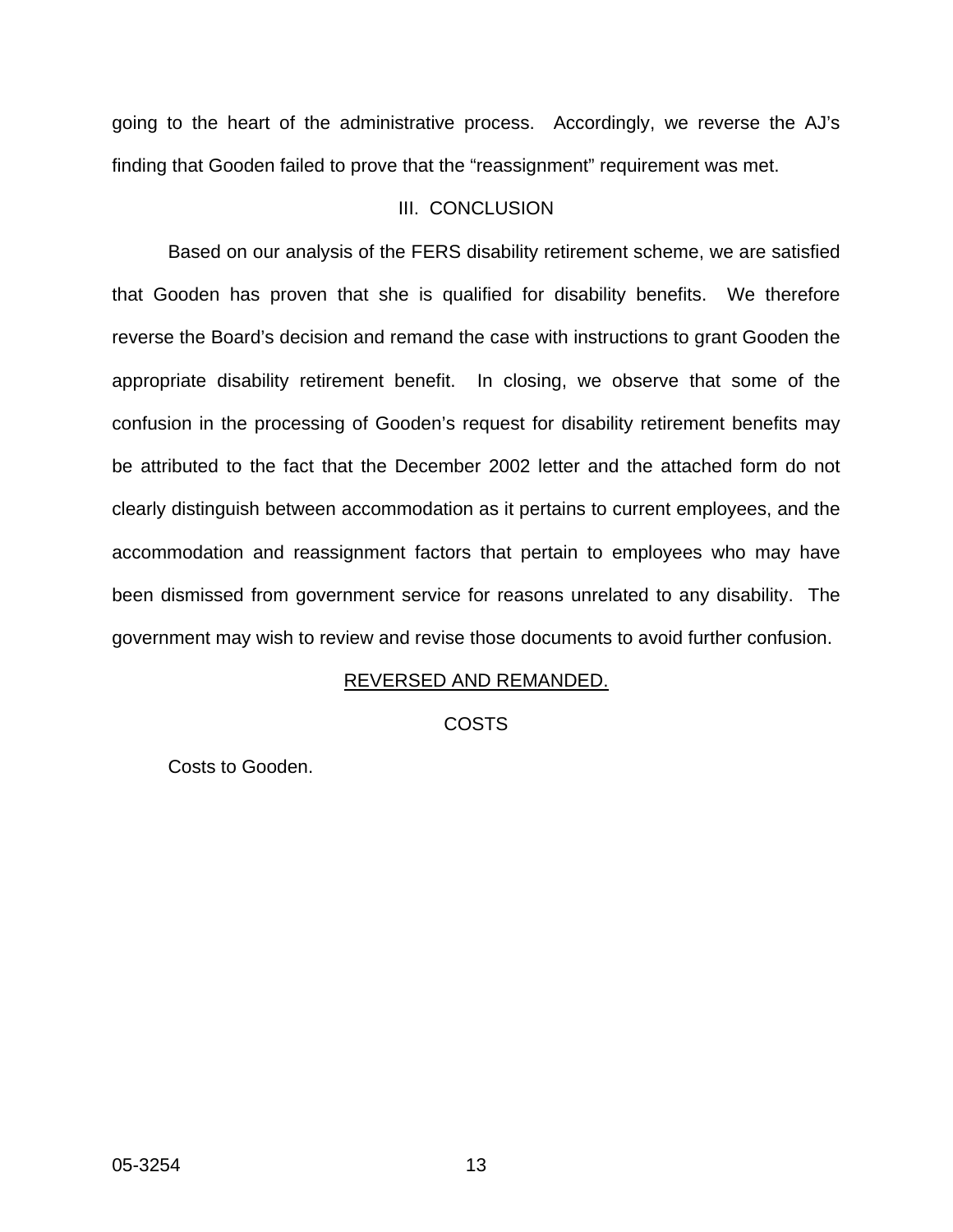going to the heart of the administrative process. Accordingly, we reverse the AJ's finding that Gooden failed to prove that the "reassignment" requirement was met.

## III. CONCLUSION

Based on our analysis of the FERS disability retirement scheme, we are satisfied that Gooden has proven that she is qualified for disability benefits. We therefore reverse the Board's decision and remand the case with instructions to grant Gooden the appropriate disability retirement benefit. In closing, we observe that some of the confusion in the processing of Gooden's request for disability retirement benefits may be attributed to the fact that the December 2002 letter and the attached form do not clearly distinguish between accommodation as it pertains to current employees, and the accommodation and reassignment factors that pertain to employees who may have been dismissed from government service for reasons unrelated to any disability. The government may wish to review and revise those documents to avoid further confusion.

<u>REVERSED AND REMANDED.</u>

COSTS

Costs to Gooden.